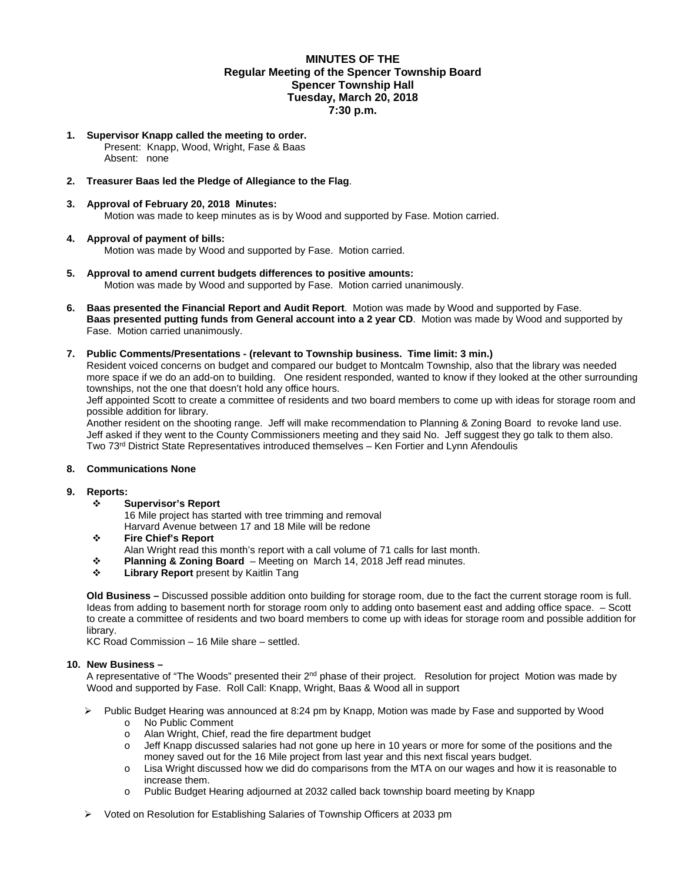# MINUTES OF THE
## Regular Meeting of the Spencer Township Board
## Spencer Township Hall
## Tuesday, March 20, 2018
## 7:30 p.m.

1. **Supervisor Knapp called the meeting to order.**
   Present: Knapp, Wood, Wright, Fase & Baas
   Absent: none

2. **Treasurer Baas led the Pledge of Allegiance to the Flag**.

3. **Approval of February 20, 2018 Minutes:**
   Motion was made to keep minutes as is by Wood and supported by Fase. Motion carried.

4. **Approval of payment of bills:**
   Motion was made by Wood and supported by Fase. Motion carried.

5. **Approval to amend current budgets differences to positive amounts:**
   Motion was made by Wood and supported by Fase. Motion carried unanimously.

6. **Baas presented the Financial Report and Audit Report**. Motion was made by Wood and supported by Fase.
   **Baas presented putting funds from General account into a 2 year CD**. Motion was made by Wood and supported by Fase. Motion carried unanimously.

7. **Public Comments/Presentations - (relevant to Township business. Time limit: 3 min.)**
   Resident voiced concerns on budget and compared our budget to Montcalm Township, also that the library was needed more space if we do an add-on to building. One resident responded, wanted to know if they looked at the other surrounding townships, not the one that doesn't hold any office hours.
   Jeff appointed Scott to create a committee of residents and two board members to come up with ideas for storage room and possible addition for library.
   Another resident on the shooting range. Jeff will make recommendation to Planning & Zoning Board to revoke land use. Jeff asked if they went to the County Commissioners meeting and they said No. Jeff suggest they go talk to them also.
   Two 73rd District State Representatives introduced themselves – Ken Fortier and Lynn Afendoulis

8. **Communications None**

9. **Reports:**
   - **Supervisor's Report**
     16 Mile project has started with tree trimming and removal
     Harvard Avenue between 17 and 18 Mile will be redone
   - **Fire Chief's Report**
     Alan Wright read this month's report with a call volume of 71 calls for last month.
   - **Planning & Zoning Board** – Meeting on March 14, 2018 Jeff read minutes.
   - **Library Report** present by Kaitlin Tang

   **Old Business –** Discussed possible addition onto building for storage room, due to the fact the current storage room is full. Ideas from adding to basement north for storage room only to adding onto basement east and adding office space. – Scott to create a committee of residents and two board members to come up with ideas for storage room and possible addition for library.
   KC Road Commission – 16 Mile share – settled.

10. **New Business –**
    A representative of "The Woods" presented their 2nd phase of their project. Resolution for project Motion was made by Wood and supported by Fase. Roll Call: Knapp, Wright, Baas & Wood all in support

    - Public Budget Hearing was announced at 8:24 pm by Knapp, Motion was made by Fase and supported by Wood
      - No Public Comment
      - Alan Wright, Chief, read the fire department budget
      - Jeff Knapp discussed salaries had not gone up here in 10 years or more for some of the positions and the money saved out for the 16 Mile project from last year and this next fiscal years budget.
      - Lisa Wright discussed how we did do comparisons from the MTA on our wages and how it is reasonable to increase them.
      - Public Budget Hearing adjourned at 2032 called back township board meeting by Knapp
    - Voted on Resolution for Establishing Salaries of Township Officers at 2033 pm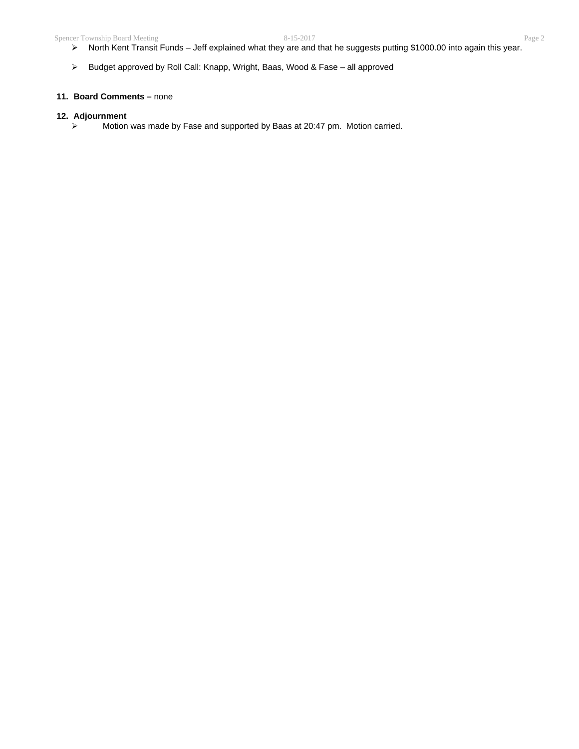- North Kent Transit Funds – Jeff explained what they are and that he suggests putting $1000.00 into again this year.

- Budget approved by Roll Call: Knapp, Wright, Baas, Wood & Fase – all approved

**11. Board Comments –** none

**12. Adjournment**

- Motion was made by Fase and supported by Baas at 20:47 pm. Motion carried.